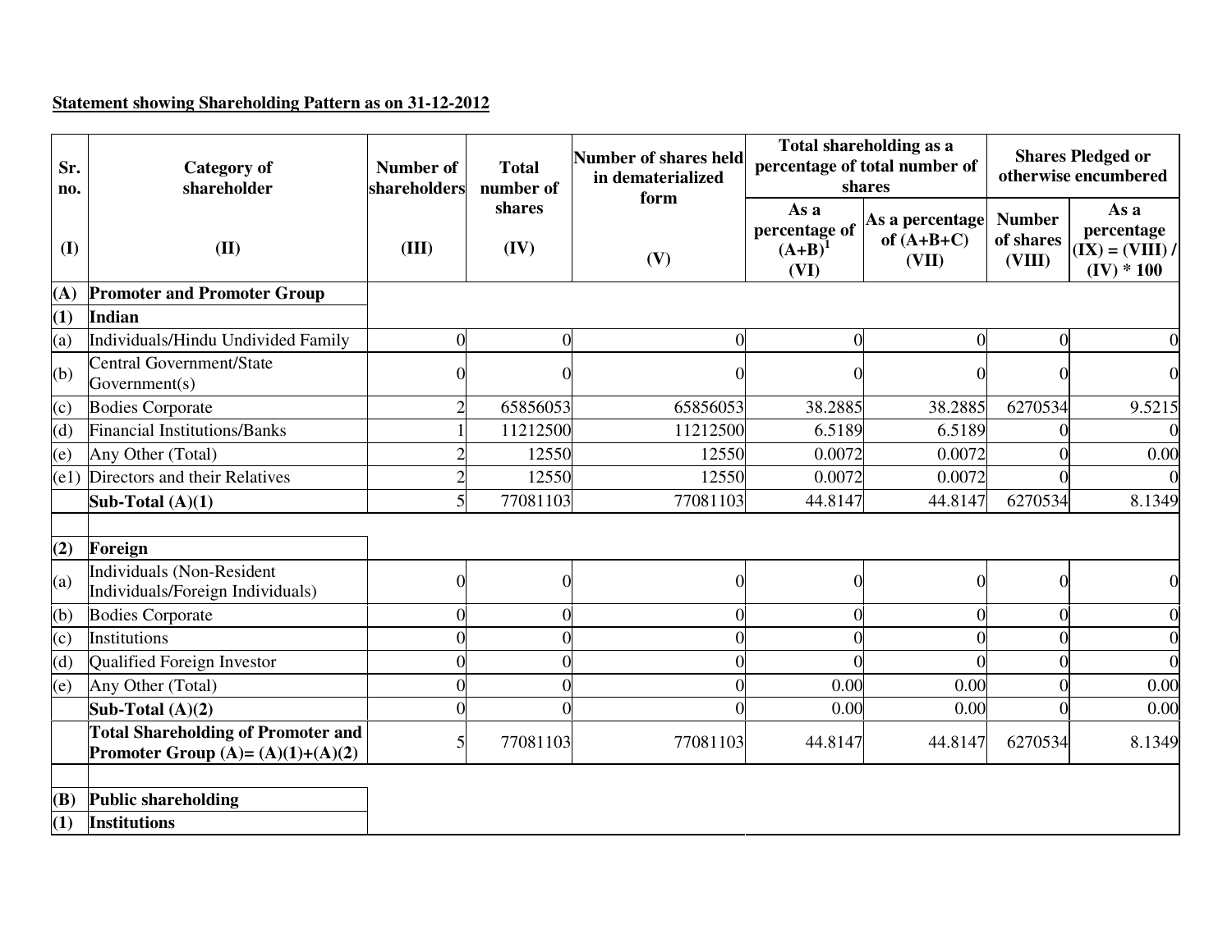**Statement showing Shareholding Pattern as on 31-12-2012**

| Sr. no. | Category of shareholder | Number of shareholders | Total number of shares | Number of shares held in dematerialized form | Total shareholding as a percentage of total number of shares | | Shares Pledged or otherwise encumbered | |
|---|---|---|---|---|---|---|---|---|
| | | | | | As a percentage of (A+B)[1] | As a percentage of (A+B+C) | Number of shares | As a percentage |
| (I) | (II) | (III) | (IV) | (V) | (VI) | (VII) | (VIII) | (IX) = (VIII) / (IV) * 100 |
| **(A)** | **Promoter and Promoter Group** | | | | | | | |
| **(1)** | **Indian** | | | | | | | |
| (a) | Individuals/Hindu Undivided Family | 0 | 0 | 0 | 0 | 0 | 0 | 0 |
| (b) | Central Government/State Government(s) | 0 | 0 | 0 | 0 | 0 | 0 | 0 |
| (c) | Bodies Corporate | 2 | 65856053 | 65856053 | 38.2885 | 38.2885 | 6270534 | 9.5215 |
| (d) | Financial Institutions/Banks | 1 | 11212500 | 11212500 | 6.5189 | 6.5189 | 0 | 0 |
| (e) | Any Other (Total) | 2 | 12550 | 12550 | 0.0072 | 0.0072 | 0 | 0.00 |
| (e1) | Directors and their Relatives | 2 | 12550 | 12550 | 0.0072 | 0.0072 | 0 | 0 |
| | **Sub-Total (A)(1)** | 5 | 77081103 | 77081103 | 44.8147 | 44.8147 | 6270534 | 8.1349 |
| | | | | | | | | |
| **(2)** | **Foreign** | | | | | | | |
| (a) | Individuals (Non-Resident Individuals/Foreign Individuals) | 0 | 0 | 0 | 0 | 0 | 0 | 0 |
| (b) | Bodies Corporate | 0 | 0 | 0 | 0 | 0 | 0 | 0 |
| (c) | Institutions | 0 | 0 | 0 | 0 | 0 | 0 | 0 |
| (d) | Qualified Foreign Investor | 0 | 0 | 0 | 0 | 0 | 0 | 0 |
| (e) | Any Other (Total) | 0 | 0 | 0 | 0.00 | 0.00 | 0 | 0.00 |
| | **Sub-Total (A)(2)** | 0 | 0 | 0 | 0.00 | 0.00 | 0 | 0.00 |
| | **Total Shareholding of Promoter and Promoter Group (A)= (A)(1)+(A)(2)** | 5 | 77081103 | 77081103 | 44.8147 | 44.8147 | 6270534 | 8.1349 |
| | | | | | | | | |
| **(B)** | **Public shareholding** | | | | | | | |
| **(1)** | **Institutions** | | | | | | | |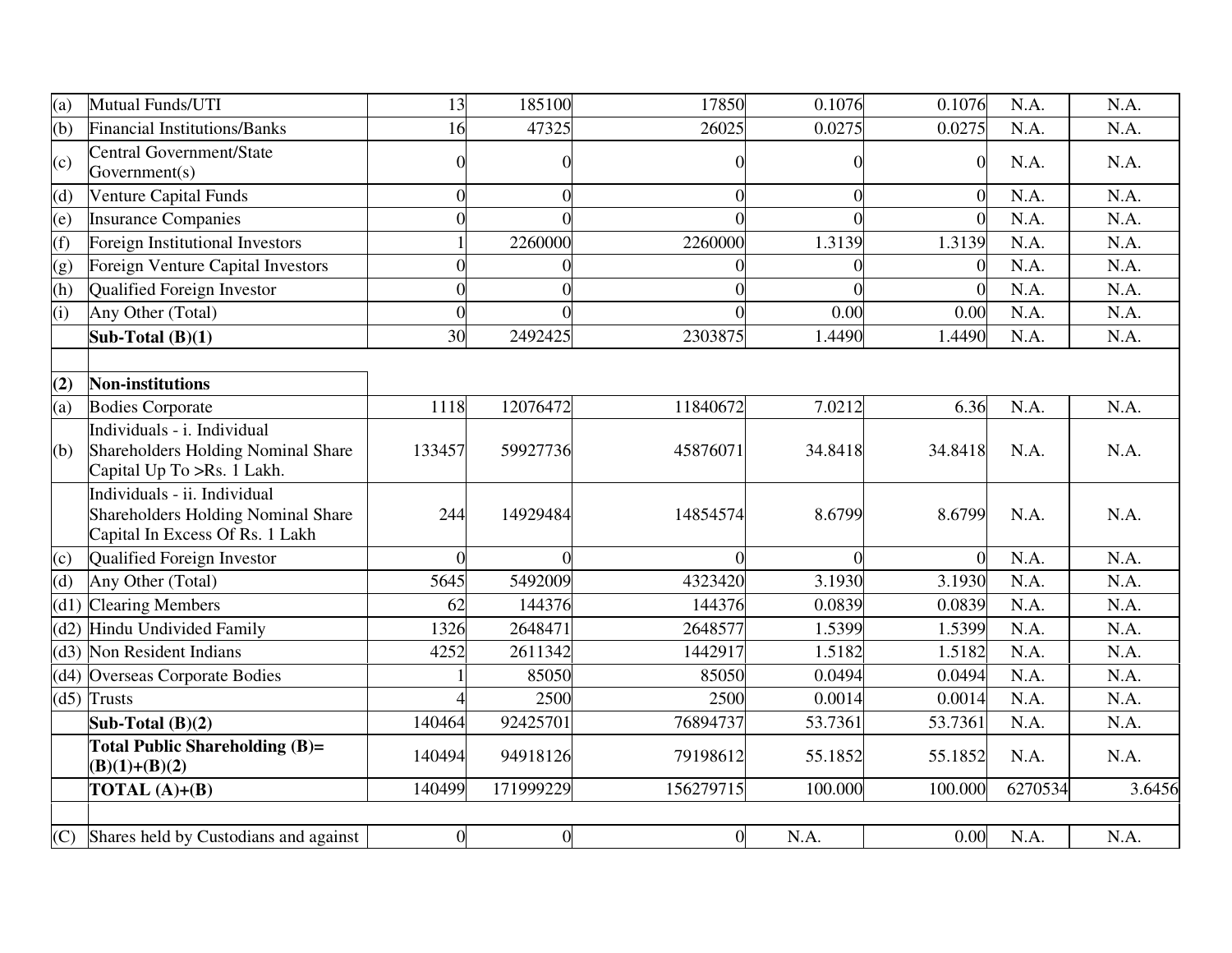| | | | | | | | | |
|---|---|---|---|---|---|---|---|---|
| (a) | Mutual Funds/UTI | 13 | 185100 | 17850 | 0.1076 | 0.1076 | N.A. | N.A. |
| (b) | Financial Institutions/Banks | 16 | 47325 | 26025 | 0.0275 | 0.0275 | N.A. | N.A. |
| (c) | Central Government/State Government(s) | 0 | 0 | 0 | 0 | 0 | N.A. | N.A. |
| (d) | Venture Capital Funds | 0 | 0 | 0 | 0 | 0 | N.A. | N.A. |
| (e) | Insurance Companies | 0 | 0 | 0 | 0 | 0 | N.A. | N.A. |
| (f) | Foreign Institutional Investors | 1 | 2260000 | 2260000 | 1.3139 | 1.3139 | N.A. | N.A. |
| (g) | Foreign Venture Capital Investors | 0 | 0 | 0 | 0 | 0 | N.A. | N.A. |
| (h) | Qualified Foreign Investor | 0 | 0 | 0 | 0 | 0 | N.A. | N.A. |
| (i) | Any Other (Total) | 0 | 0 | 0 | 0.00 | 0.00 | N.A. | N.A. |
| | **Sub-Total (B)(1)** | 30 | 2492425 | 2303875 | 1.4490 | 1.4490 | N.A. | N.A. |
| | | | | | | | | |
| **(2)** | **Non-institutions** | | | | | | | |
| (a) | Bodies Corporate | 1118 | 12076472 | 11840672 | 7.0212 | 6.36 | N.A. | N.A. |
| (b) | Individuals - i. Individual Shareholders Holding Nominal Share Capital Up To >Rs. 1 Lakh. | 133457 | 59927736 | 45876071 | 34.8418 | 34.8418 | N.A. | N.A. |
| | Individuals - ii. Individual Shareholders Holding Nominal Share Capital In Excess Of Rs. 1 Lakh | 244 | 14929484 | 14854574 | 8.6799 | 8.6799 | N.A. | N.A. |
| (c) | Qualified Foreign Investor | 0 | 0 | 0 | 0 | 0 | N.A. | N.A. |
| (d) | Any Other (Total) | 5645 | 5492009 | 4323420 | 3.1930 | 3.1930 | N.A. | N.A. |
| (d1) | Clearing Members | 62 | 144376 | 144376 | 0.0839 | 0.0839 | N.A. | N.A. |
| (d2) | Hindu Undivided Family | 1326 | 2648471 | 2648577 | 1.5399 | 1.5399 | N.A. | N.A. |
| (d3) | Non Resident Indians | 4252 | 2611342 | 1442917 | 1.5182 | 1.5182 | N.A. | N.A. |
| (d4) | Overseas Corporate Bodies | 1 | 85050 | 85050 | 0.0494 | 0.0494 | N.A. | N.A. |
| (d5) | Trusts | 4 | 2500 | 2500 | 0.0014 | 0.0014 | N.A. | N.A. |
| | **Sub-Total (B)(2)** | 140464 | 92425701 | 76894737 | 53.7361 | 53.7361 | N.A. | N.A. |
| | **Total Public Shareholding (B)= (B)(1)+(B)(2)** | 140494 | 94918126 | 79198612 | 55.1852 | 55.1852 | N.A. | N.A. |
| | **TOTAL (A)+(B)** | 140499 | 171999229 | 156279715 | 100.000 | 100.000 | 6270534 | 3.6456 |
| | | | | | | | | |
| (C) | Shares held by Custodians and against | 0 | 0 | 0 | N.A. | 0.00 | N.A. | N.A. |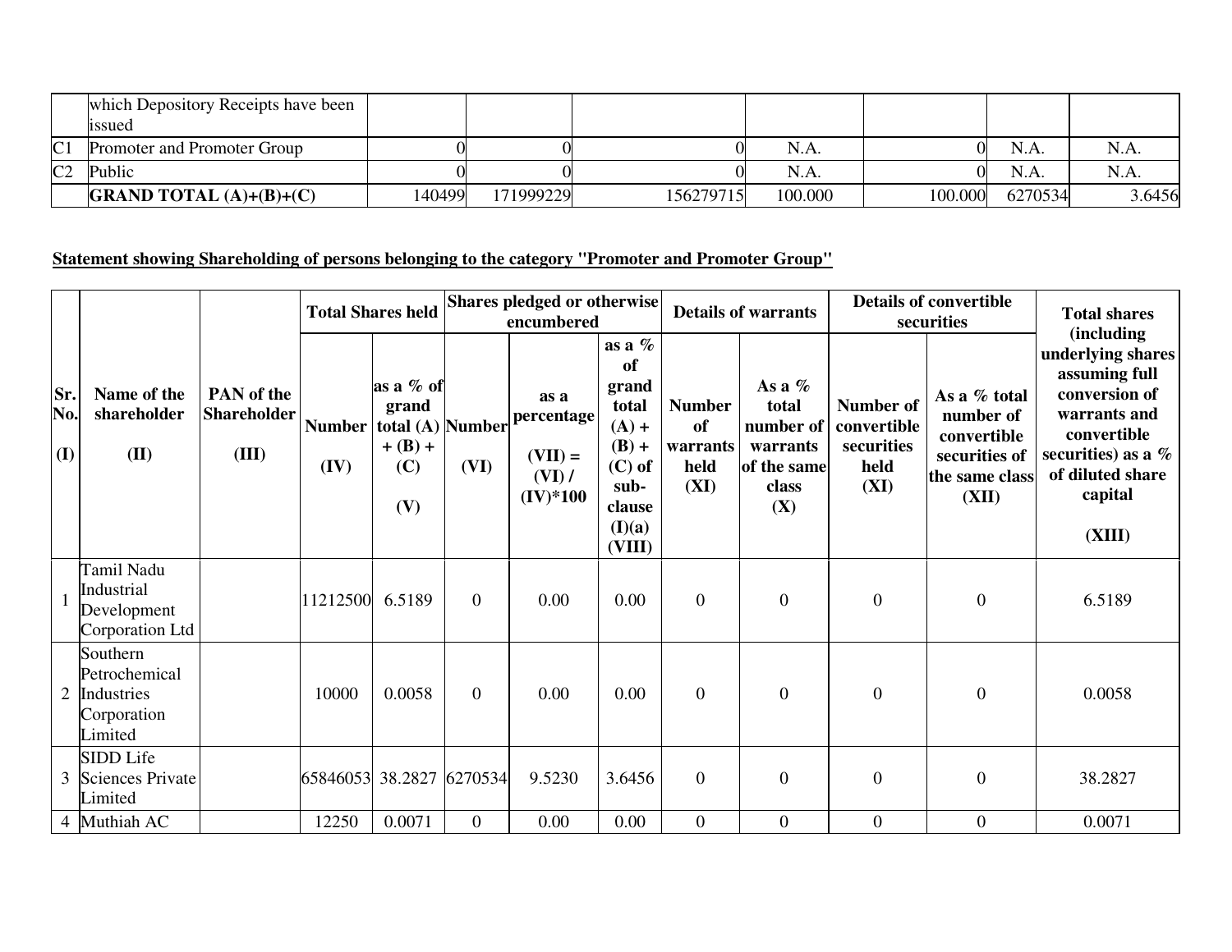| | which Depository Receipts have been issued | | | | | | | |
|---|---|---|---|---|---|---|---|---|
| C1 | Promoter and Promoter Group | 0 | 0 | 0 | N.A. | 0 | N.A. | N.A. |
| C2 | Public | 0 | 0 | 0 | N.A. | 0 | N.A. | N.A. |
| | **GRAND TOTAL (A)+(B)+(C)** | 140499 | 171999229 | 156279715 | 100.000 | 100.000 | 6270534 | 3.6456 |

**Statement showing Shareholding of persons belonging to the category "Promoter and Promoter Group"**

| Sr. No. (I) | Name of the shareholder (II) | PAN of the Shareholder (III) | Total Shares held | | Shares pledged or otherwise encumbered | | | Details of warrants | | Details of convertible securities | | Total shares (including underlying shares assuming full conversion of warrants and convertible securities) as a % of diluted share capital (XIII) |
|---|---|---|---|---|---|---|---|---|---|---|---|---|
| | | | Number (IV) | as a % of grand total (A) + (B) + (C) (V) | Number (VI) | as a percentage (VII) = (VI) / (IV)*100 | as a % of grand total (A) + (B) + (C) of sub-clause (I)(a) (VIII) | Number of warrants held (XI) | As a % total number of warrants of the same class (X) | Number of convertible securities held (XI) | As a % total number of convertible securities of the same class (XII) | |
| 1 | Tamil Nadu Industrial Development Corporation Ltd | | 11212500 | 6.5189 | 0 | 0.00 | 0.00 | 0 | 0 | 0 | 0 | 6.5189 |
| 2 | Southern Petrochemical Industries Corporation Limited | | 10000 | 0.0058 | 0 | 0.00 | 0.00 | 0 | 0 | 0 | 0 | 0.0058 |
| 3 | SIDD Life Sciences Private Limited | | 65846053 | 38.2827 | 6270534 | 9.5230 | 3.6456 | 0 | 0 | 0 | 0 | 38.2827 |
| 4 | Muthiah AC | | 12250 | 0.0071 | 0 | 0.00 | 0.00 | 0 | 0 | 0 | 0 | 0.0071 |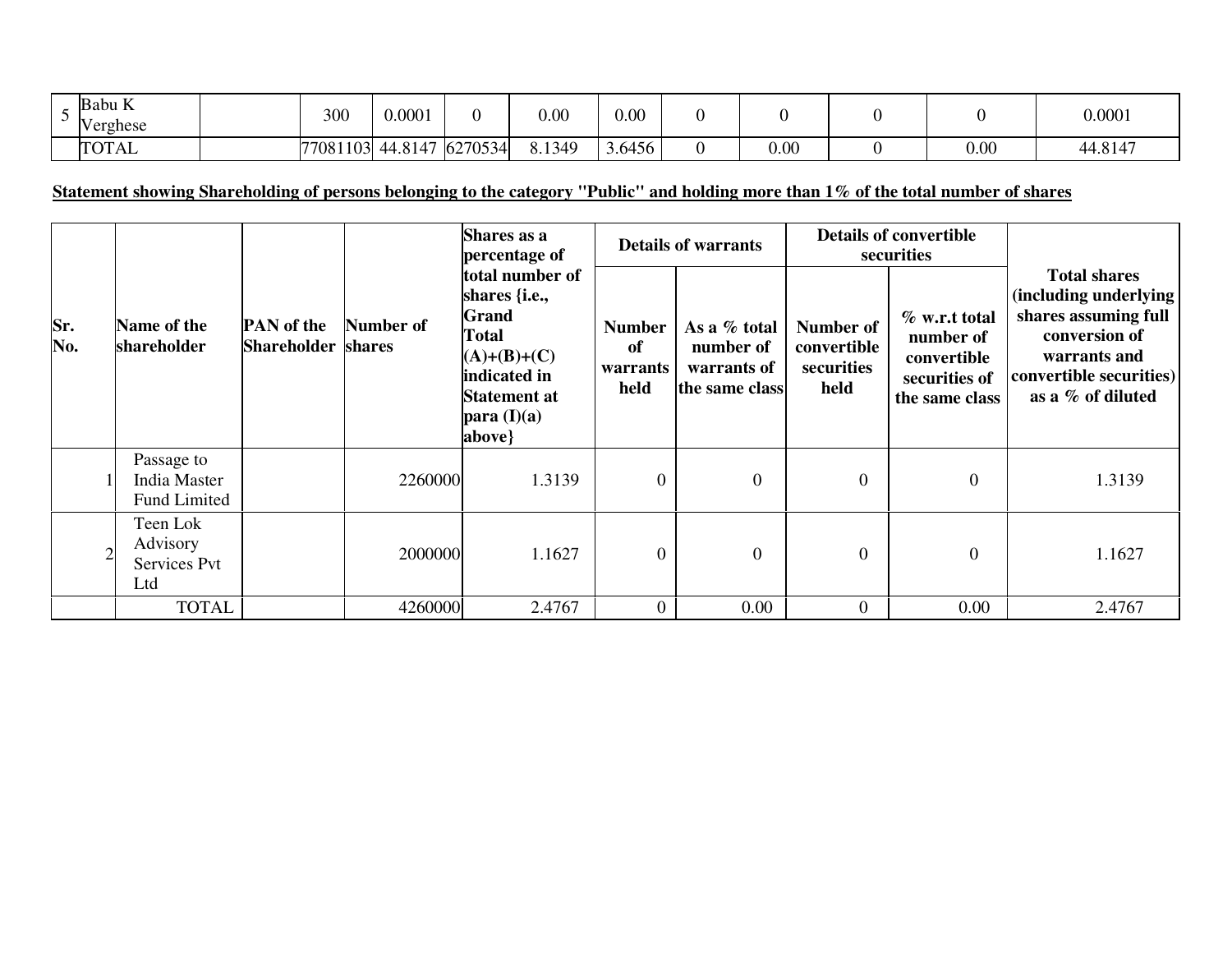| | | | | | | | | | | | |
|---|---|---|---|---|---|---|---|---|---|---|---|
| 5 | Babu K Verghese | | 300 | 0.0001 | 0 | 0.00 | 0.00 | 0 | 0 | 0 | 0 | 0.0001 |
| | TOTAL | | 77081103 | 44.8147 | 6270534 | 8.1349 | 3.6456 | 0 | 0.00 | 0 | 0.00 | 44.8147 |

**Statement showing Shareholding of persons belonging to the category "Public" and holding more than 1% of the total number of shares**

| Sr. No. | Name of the shareholder | PAN of the Shareholder | Number of shares | Shares as a percentage of total number of shares {i.e., Grand Total (A)+(B)+(C) indicated in Statement at para (I)(a) above} | Details of warrants | | Details of convertible securities | | Total shares (including underlying shares assuming full conversion of warrants and convertible securities) as a % of diluted |
|---|---|---|---|---|---|---|---|---|---|
| | | | | | Number of warrants held | As a % total number of warrants of the same class | Number of convertible securities held | % w.r.t total number of convertible securities of the same class | |
| 1 | Passage to India Master Fund Limited | | 2260000 | 1.3139 | 0 | 0 | 0 | 0 | 1.3139 |
| 2 | Teen Lok Advisory Services Pvt Ltd | | 2000000 | 1.1627 | 0 | 0 | 0 | 0 | 1.1627 |
| | TOTAL | | 4260000 | 2.4767 | 0 | 0.00 | 0 | 0.00 | 2.4767 |